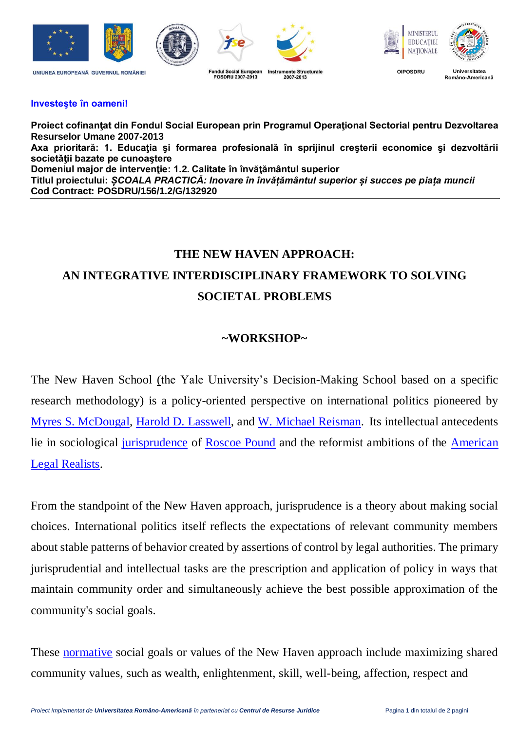UNIUNEA EUROPEANĂ GUVERNUL ROMÂNIEI

Fondul Social European POSDRU 2007-2013 Instrumente Structurale 2007-2013

OIPOSDRU

Universitatea Româno-Americană

**Investeşte în oameni!**

**Proiect cofinanţat din Fondul Social European prin Programul Operaţional Sectorial pentru Dezvoltarea Resurselor Umane 2007-2013**
**Axa prioritară: 1. Educaţia şi formarea profesională în sprijinul creşterii economice şi dezvoltării societăţii bazate pe cunoaştere**
**Domeniul major de intervenţie: 1.2. Calitate în învăţământul superior**
**Titlul proiectului: *ŞCOALA PRACTICĂ: Inovare în învățământul superior și succes pe piața muncii***
**Cod Contract: POSDRU/156/1.2/G/132920**

# THE NEW HAVEN APPROACH: AN INTEGRATIVE INTERDISCIPLINARY FRAMEWORK TO SOLVING SOCIETAL PROBLEMS

## ~WORKSHOP~

The New Haven School (the Yale University's Decision-Making School based on a specific research methodology) is a policy-oriented perspective on international politics pioneered by Myres S. McDougal, Harold D. Lasswell, and W. Michael Reisman. Its intellectual antecedents lie in sociological jurisprudence of Roscoe Pound and the reformist ambitions of the American Legal Realists.

From the standpoint of the New Haven approach, jurisprudence is a theory about making social choices. International politics itself reflects the expectations of relevant community members about stable patterns of behavior created by assertions of control by legal authorities. The primary jurisprudential and intellectual tasks are the prescription and application of policy in ways that maintain community order and simultaneously achieve the best possible approximation of the community's social goals.

These normative social goals or values of the New Haven approach include maximizing shared community values, such as wealth, enlightenment, skill, well-being, affection, respect and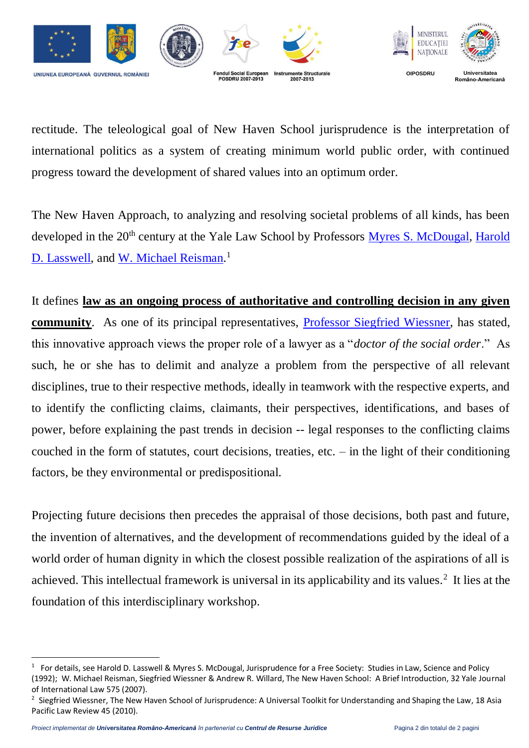rectitude. The teleological goal of New Haven School jurisprudence is the interpretation of international politics as a system of creating minimum world public order, with continued progress toward the development of shared values into an optimum order.

The New Haven Approach, to analyzing and resolving societal problems of all kinds, has been developed in the 20th century at the Yale Law School by Professors Myres S. McDougal, Harold D. Lasswell, and W. Michael Reisman.[1]

It defines **law as an ongoing process of authoritative and controlling decision in any given community**. As one of its principal representatives, Professor Siegfried Wiessner, has stated, this innovative approach views the proper role of a lawyer as a "*doctor of the social order*." As such, he or she has to delimit and analyze a problem from the perspective of all relevant disciplines, true to their respective methods, ideally in teamwork with the respective experts, and to identify the conflicting claims, claimants, their perspectives, identifications, and bases of power, before explaining the past trends in decision -- legal responses to the conflicting claims couched in the form of statutes, court decisions, treaties, etc. – in the light of their conditioning factors, be they environmental or predispositional.

Projecting future decisions then precedes the appraisal of those decisions, both past and future, the invention of alternatives, and the development of recommendations guided by the ideal of a world order of human dignity in which the closest possible realization of the aspirations of all is achieved. This intellectual framework is universal in its applicability and its values.[2] It lies at the foundation of this interdisciplinary workshop.

---

[1] For details, see Harold D. Lasswell & Myres S. McDougal, Jurisprudence for a Free Society: Studies in Law, Science and Policy (1992); W. Michael Reisman, Siegfried Wiessner & Andrew R. Willard, The New Haven School: A Brief Introduction, 32 Yale Journal of International Law 575 (2007).

[2] Siegfried Wiessner, The New Haven School of Jurisprudence: A Universal Toolkit for Understanding and Shaping the Law, 18 Asia Pacific Law Review 45 (2010).